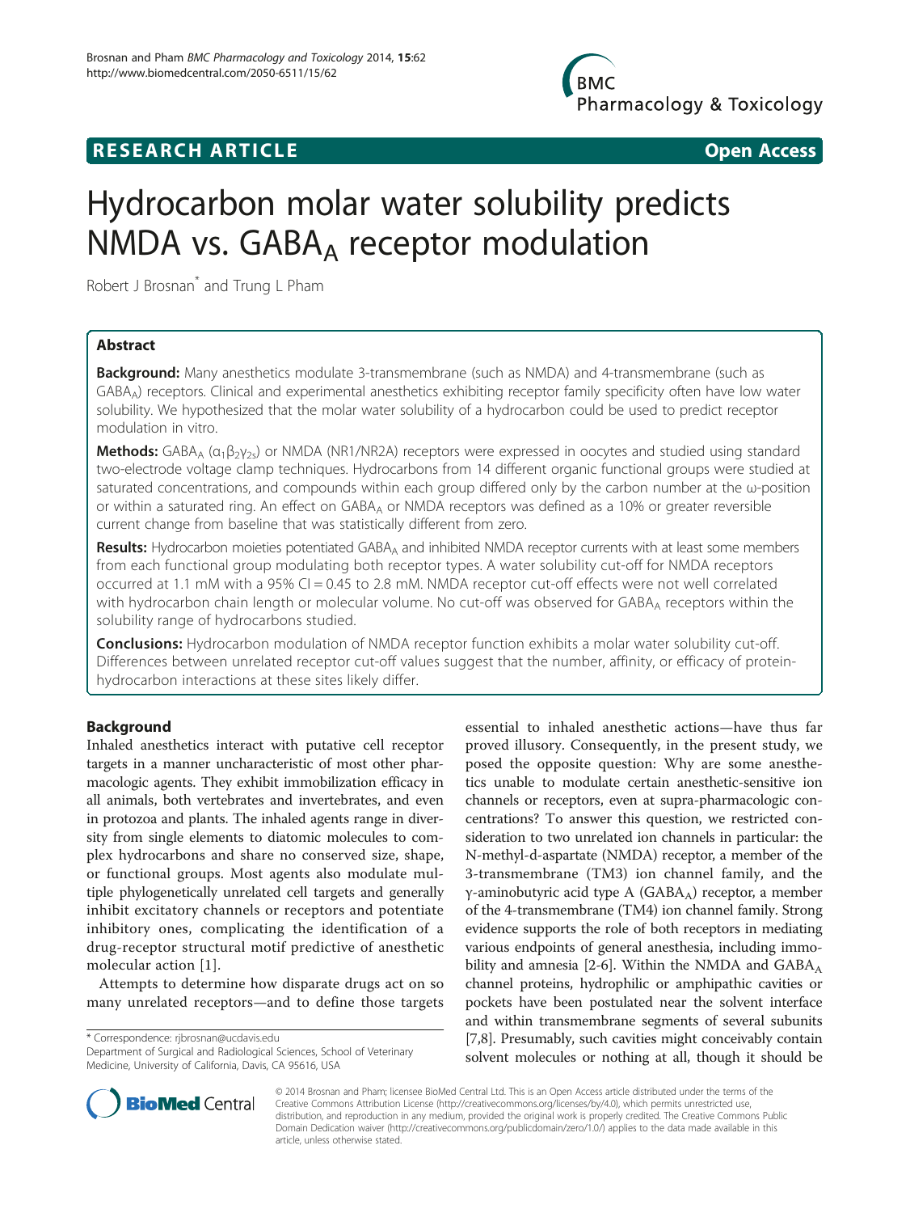RESEARCH ARTICLE | Open Access

# Hydrocarbon molar water solubility predicts NMDA vs. $GABA_A$ receptor modulation

Robert J Brosnan* and Trung L Pham

## Abstract

**Background:** Many anesthetics modulate 3-transmembrane (such as NMDA) and 4-transmembrane (such as $GABA_A$) receptors. Clinical and experimental anesthetics exhibiting receptor family specificity often have low water solubility. We hypothesized that the molar water solubility of a hydrocarbon could be used to predict receptor modulation in vitro.

**Methods:** $GABA_A$ ($\alpha_1\beta_2\gamma_{2s}$) or NMDA (NR1/NR2A) receptors were expressed in oocytes and studied using standard two-electrode voltage clamp techniques. Hydrocarbons from 14 different organic functional groups were studied at saturated concentrations, and compounds within each group differed only by the carbon number at the ω-position or within a saturated ring. An effect on $GABA_A$ or NMDA receptors was defined as a 10% or greater reversible current change from baseline that was statistically different from zero.

**Results:** Hydrocarbon moieties potentiated $GABA_A$ and inhibited NMDA receptor currents with at least some members from each functional group modulating both receptor types. A water solubility cut-off for NMDA receptors occurred at 1.1 mM with a 95% CI = 0.45 to 2.8 mM. NMDA receptor cut-off effects were not well correlated with hydrocarbon chain length or molecular volume. No cut-off was observed for $GABA_A$ receptors within the solubility range of hydrocarbons studied.

**Conclusions:** Hydrocarbon modulation of NMDA receptor function exhibits a molar water solubility cut-off. Differences between unrelated receptor cut-off values suggest that the number, affinity, or efficacy of protein-hydrocarbon interactions at these sites likely differ.

## Background

Inhaled anesthetics interact with putative cell receptor targets in a manner uncharacteristic of most other pharmacologic agents. They exhibit immobilization efficacy in all animals, both vertebrates and invertebrates, and even in protozoa and plants. The inhaled agents range in diversity from single elements to diatomic molecules to complex hydrocarbons and share no conserved size, shape, or functional groups. Most agents also modulate multiple phylogenetically unrelated cell targets and generally inhibit excitatory channels or receptors and potentiate inhibitory ones, complicating the identification of a drug-receptor structural motif predictive of anesthetic molecular action [1].

Attempts to determine how disparate drugs act on so many unrelated receptors—and to define those targets essential to inhaled anesthetic actions—have thus far proved illusory. Consequently, in the present study, we posed the opposite question: Why are some anesthetics unable to modulate certain anesthetic-sensitive ion channels or receptors, even at supra-pharmacologic concentrations? To answer this question, we restricted consideration to two unrelated ion channels in particular: the N-methyl-d-aspartate (NMDA) receptor, a member of the 3-transmembrane (TM3) ion channel family, and the γ-aminobutyric acid type A ($GABA_A$) receptor, a member of the 4-transmembrane (TM4) ion channel family. Strong evidence supports the role of both receptors in mediating various endpoints of general anesthesia, including immobility and amnesia [2-6]. Within the NMDA and $GABA_A$ channel proteins, hydrophilic or amphipathic cavities or pockets have been postulated near the solvent interface and within transmembrane segments of several subunits [7,8]. Presumably, such cavities might conceivably contain solvent molecules or nothing at all, though it should be

* Correspondence: rjbrosnan@ucdavis.edu
Department of Surgical and Radiological Sciences, School of Veterinary Medicine, University of California, Davis, CA 95616, USA

© 2014 Brosnan and Pham; licensee BioMed Central Ltd. This is an Open Access article distributed under the terms of the Creative Commons Attribution License (http://creativecommons.org/licenses/by/4.0), which permits unrestricted use, distribution, and reproduction in any medium, provided the original work is properly credited. The Creative Commons Public Domain Dedication waiver (http://creativecommons.org/publicdomain/zero/1.0/) applies to the data made available in this article, unless otherwise stated.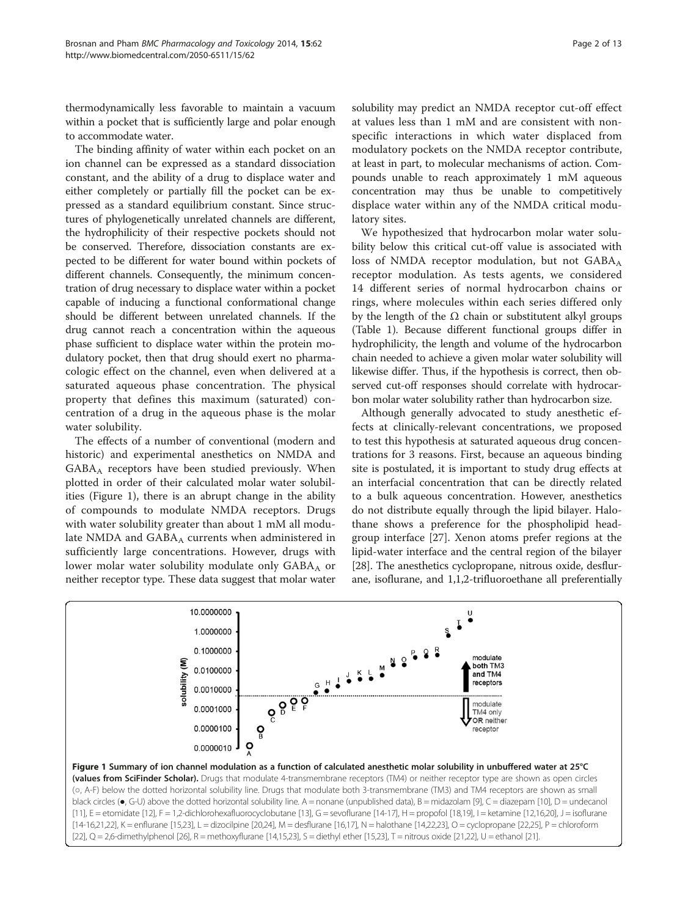thermodynamically less favorable to maintain a vacuum within a pocket that is sufficiently large and polar enough to accommodate water.

The binding affinity of water within each pocket on an ion channel can be expressed as a standard dissociation constant, and the ability of a drug to displace water and either completely or partially fill the pocket can be expressed as a standard equilibrium constant. Since structures of phylogenetically unrelated channels are different, the hydrophilicity of their respective pockets should not be conserved. Therefore, dissociation constants are expected to be different for water bound within pockets of different channels. Consequently, the minimum concentration of drug necessary to displace water within a pocket capable of inducing a functional conformational change should be different between unrelated channels. If the drug cannot reach a concentration within the aqueous phase sufficient to displace water within the protein modulatory pocket, then that drug should exert no pharmacologic effect on the channel, even when delivered at a saturated aqueous phase concentration. The physical property that defines this maximum (saturated) concentration of a drug in the aqueous phase is the molar water solubility.

The effects of a number of conventional (modern and historic) and experimental anesthetics on NMDA and $GABA_A$ receptors have been studied previously. When plotted in order of their calculated molar water solubilities (Figure 1), there is an abrupt change in the ability of compounds to modulate NMDA receptors. Drugs with water solubility greater than about 1 mM all modulate NMDA and $GABA_A$ currents when administered in sufficiently large concentrations. However, drugs with lower molar water solubility modulate only $GABA_A$ or neither receptor type. These data suggest that molar water solubility may predict an NMDA receptor cut-off effect at values less than 1 mM and are consistent with non-specific interactions in which water displaced from modulatory pockets on the NMDA receptor contribute, at least in part, to molecular mechanisms of action. Compounds unable to reach approximately 1 mM aqueous concentration may thus be unable to competitively displace water within any of the NMDA critical modulatory sites.

We hypothesized that hydrocarbon molar water solubility below this critical cut-off value is associated with loss of NMDA receptor modulation, but not $GABA_A$ receptor modulation. As tests agents, we considered 14 different series of normal hydrocarbon chains or rings, where molecules within each series differed only by the length of the $\Omega$ chain or substitutent alkyl groups (Table 1). Because different functional groups differ in hydrophilicity, the length and volume of the hydrocarbon chain needed to achieve a given molar water solubility will likewise differ. Thus, if the hypothesis is correct, then observed cut-off responses should correlate with hydrocarbon molar water solubility rather than hydrocarbon size.

Although generally advocated to study anesthetic effects at clinically-relevant concentrations, we proposed to test this hypothesis at saturated aqueous drug concentrations for 3 reasons. First, because an aqueous binding site is postulated, it is important to study drug effects at an interfacial concentration that can be directly related to a bulk aqueous concentration. However, anesthetics do not distribute equally through the lipid bilayer. Halothane shows a preference for the phospholipid head-group interface [27]. Xenon atoms prefer regions at the lipid-water interface and the central region of the bilayer [28]. The anesthetics cyclopropane, nitrous oxide, desflurane, isoflurane, and 1,1,2-trifluoroethane all preferentially

**Figure 1 Summary of ion channel modulation as a function of calculated anesthetic molar solubility in unbuffered water at 25°C (values from SciFinder Scholar).** Drugs that modulate 4-transmembrane receptors (TM4) or neither receptor type are shown as open circles (○, A-F) below the dotted horizontal solubility line. Drugs that modulate both 3-transmembrane (TM3) and TM4 receptors are shown as small black circles (●, G-U) above the dotted horizontal solubility line. A = nonane (unpublished data), B = midazolam [9], C = diazepam [10], D = undecanol [11], E = etomidate [12], F = 1,2-dichlorohexafluorocyclobutane [13], G = sevoflurane [14-17], H = propofol [18,19], I = ketamine [12,16,20], J = isoflurane [14-16,21,22], K = enflurane [15,23], L = dizocilpine [20,24], M = desflurane [16,17], N = halothane [14,22,23], O = cyclopropane [22,25], P = chloroform [22], Q = 2,6-dimethylphenol [26], R = methoxyflurane [14,15,23], S = diethyl ether [15,23], T = nitrous oxide [21,22], U = ethanol [21].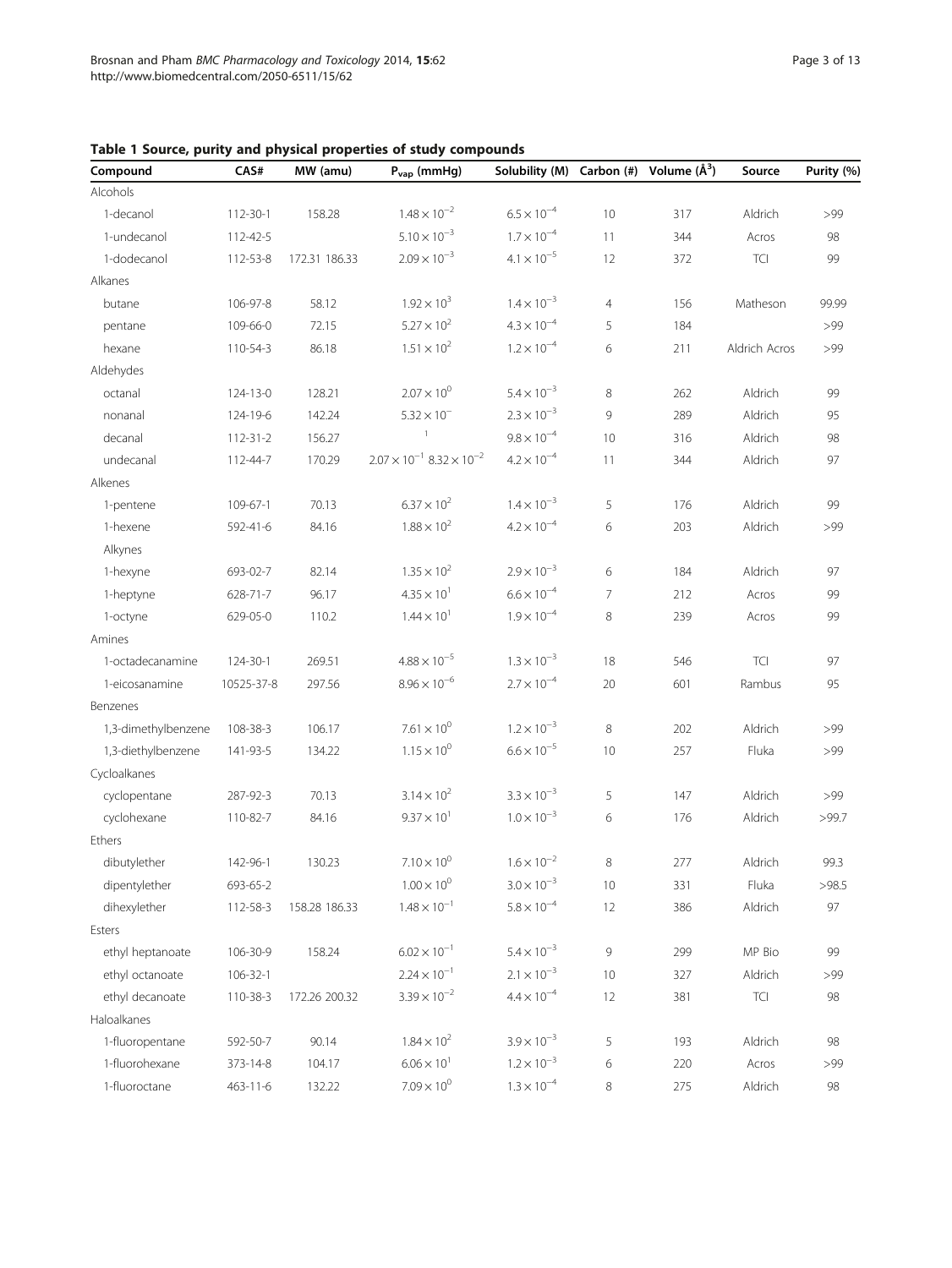**Table 1 Source, purity and physical properties of study compounds**

| Compound | CAS# | MW (amu) | $P_{vap}$ (mmHg) | Solubility (M) | Carbon (#) | Volume (Å$^3$) | Source | Purity (%) |
|---|---|---|---|---|---|---|---|---|
| Alcohols | | | | | | | | |
| 1-decanol | 112-30-1 | 158.28 | $1.48 \times 10^{-2}$ | $6.5 \times 10^{-4}$ | 10 | 317 | Aldrich | >99 |
| 1-undecanol | 112-42-5 | | $5.10 \times 10^{-3}$ | $1.7 \times 10^{-4}$ | 11 | 344 | Acros | 98 |
| 1-dodecanol | 112-53-8 | 172.31 186.33 | $2.09 \times 10^{-3}$ | $4.1 \times 10^{-5}$ | 12 | 372 | TCI | 99 |
| Alkanes | | | | | | | | |
| butane | 106-97-8 | 58.12 | $1.92 \times 10^{3}$ | $1.4 \times 10^{-3}$ | 4 | 156 | Matheson | 99.99 |
| pentane | 109-66-0 | 72.15 | $5.27 \times 10^{2}$ | $4.3 \times 10^{-4}$ | 5 | 184 | | >99 |
| hexane | 110-54-3 | 86.18 | $1.51 \times 10^{2}$ | $1.2 \times 10^{-4}$ | 6 | 211 | Aldrich Acros | >99 |
| Aldehydes | | | | | | | | |
| octanal | 124-13-0 | 128.21 | $2.07 \times 10^{0}$ | $5.4 \times 10^{-3}$ | 8 | 262 | Aldrich | 99 |
| nonanal | 124-19-6 | 142.24 | $5.32 \times 10^{-}$ | $2.3 \times 10^{-3}$ | 9 | 289 | Aldrich | 95 |
| decanal | 112-31-2 | 156.27 | $^{1}$ | $9.8 \times 10^{-4}$ | 10 | 316 | Aldrich | 98 |
| undecanal | 112-44-7 | 170.29 | $2.07 \times 10^{-1}$ $8.32 \times 10^{-2}$ | $4.2 \times 10^{-4}$ | 11 | 344 | Aldrich | 97 |
| Alkenes | | | | | | | | |
| 1-pentene | 109-67-1 | 70.13 | $6.37 \times 10^{2}$ | $1.4 \times 10^{-3}$ | 5 | 176 | Aldrich | 99 |
| 1-hexene | 592-41-6 | 84.16 | $1.88 \times 10^{2}$ | $4.2 \times 10^{-4}$ | 6 | 203 | Aldrich | >99 |
| Alkynes | | | | | | | | |
| 1-hexyne | 693-02-7 | 82.14 | $1.35 \times 10^{2}$ | $2.9 \times 10^{-3}$ | 6 | 184 | Aldrich | 97 |
| 1-heptyne | 628-71-7 | 96.17 | $4.35 \times 10^{1}$ | $6.6 \times 10^{-4}$ | 7 | 212 | Acros | 99 |
| 1-octyne | 629-05-0 | 110.2 | $1.44 \times 10^{1}$ | $1.9 \times 10^{-4}$ | 8 | 239 | Acros | 99 |
| Amines | | | | | | | | |
| 1-octadecanamine | 124-30-1 | 269.51 | $4.88 \times 10^{-5}$ | $1.3 \times 10^{-3}$ | 18 | 546 | TCI | 97 |
| 1-eicosanamine | 10525-37-8 | 297.56 | $8.96 \times 10^{-6}$ | $2.7 \times 10^{-4}$ | 20 | 601 | Rambus | 95 |
| Benzenes | | | | | | | | |
| 1,3-dimethylbenzene | 108-38-3 | 106.17 | $7.61 \times 10^{0}$ | $1.2 \times 10^{-3}$ | 8 | 202 | Aldrich | >99 |
| 1,3-diethylbenzene | 141-93-5 | 134.22 | $1.15 \times 10^{0}$ | $6.6 \times 10^{-5}$ | 10 | 257 | Fluka | >99 |
| Cycloalkanes | | | | | | | | |
| cyclopentane | 287-92-3 | 70.13 | $3.14 \times 10^{2}$ | $3.3 \times 10^{-3}$ | 5 | 147 | Aldrich | >99 |
| cyclohexane | 110-82-7 | 84.16 | $9.37 \times 10^{1}$ | $1.0 \times 10^{-3}$ | 6 | 176 | Aldrich | >99.7 |
| Ethers | | | | | | | | |
| dibutylether | 142-96-1 | 130.23 | $7.10 \times 10^{0}$ | $1.6 \times 10^{-2}$ | 8 | 277 | Aldrich | 99.3 |
| dipentylether | 693-65-2 | | $1.00 \times 10^{0}$ | $3.0 \times 10^{-3}$ | 10 | 331 | Fluka | >98.5 |
| dihexylether | 112-58-3 | 158.28 186.33 | $1.48 \times 10^{-1}$ | $5.8 \times 10^{-4}$ | 12 | 386 | Aldrich | 97 |
| Esters | | | | | | | | |
| ethyl heptanoate | 106-30-9 | 158.24 | $6.02 \times 10^{-1}$ | $5.4 \times 10^{-3}$ | 9 | 299 | MP Bio | 99 |
| ethyl octanoate | 106-32-1 | | $2.24 \times 10^{-1}$ | $2.1 \times 10^{-3}$ | 10 | 327 | Aldrich | >99 |
| ethyl decanoate | 110-38-3 | 172.26 200.32 | $3.39 \times 10^{-2}$ | $4.4 \times 10^{-4}$ | 12 | 381 | TCI | 98 |
| Haloalkanes | | | | | | | | |
| 1-fluoropentane | 592-50-7 | 90.14 | $1.84 \times 10^{2}$ | $3.9 \times 10^{-3}$ | 5 | 193 | Aldrich | 98 |
| 1-fluorohexane | 373-14-8 | 104.17 | $6.06 \times 10^{1}$ | $1.2 \times 10^{-3}$ | 6 | 220 | Acros | >99 |
| 1-fluoroctane | 463-11-6 | 132.22 | $7.09 \times 10^{0}$ | $1.3 \times 10^{-4}$ | 8 | 275 | Aldrich | 98 |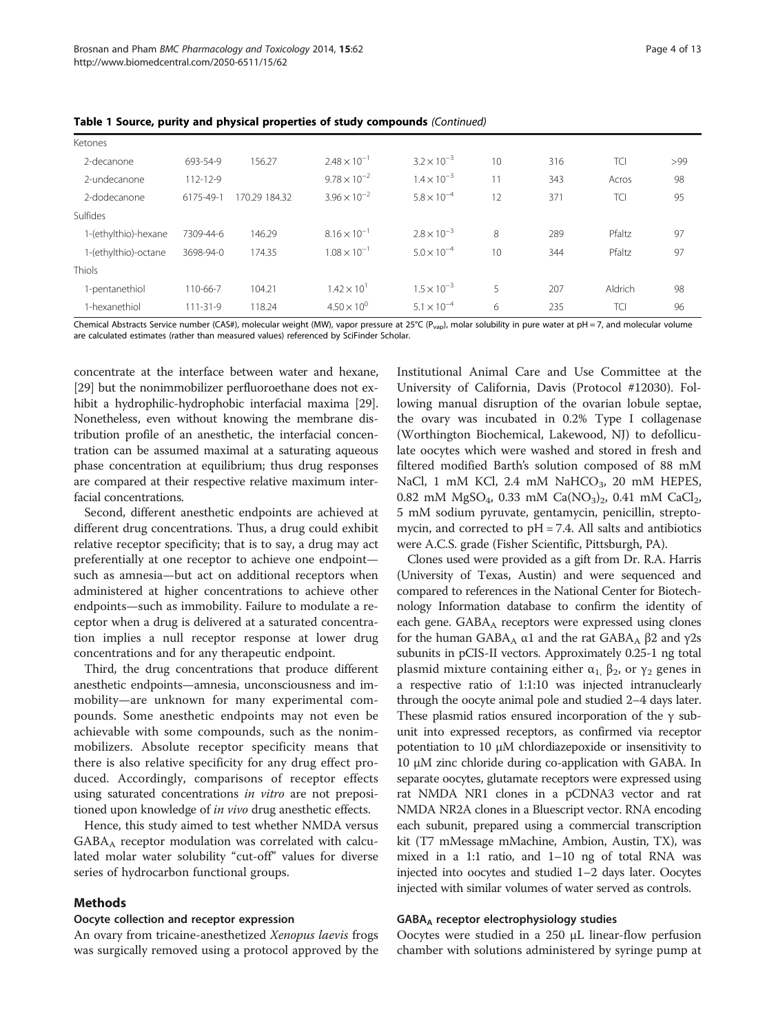**Table 1 Source, purity and physical properties of study compounds** *(Continued)*

| | | | | | | | | |
|---|---|---|---|---|---|---|---|---|
| Ketones | | | | | | | | |
| 2-decanone | 693-54-9 | 156.27 | $2.48 \times 10^{-1}$ | $3.2 \times 10^{-3}$ | 10 | 316 | TCI | >99 |
| 2-undecanone | 112-12-9 | | $9.78 \times 10^{-2}$ | $1.4 \times 10^{-3}$ | 11 | 343 | Acros | 98 |
| 2-dodecanone | 6175-49-1 | 170.29 184.32 | $3.96 \times 10^{-2}$ | $5.8 \times 10^{-4}$ | 12 | 371 | TCI | 95 |
| Sulfides | | | | | | | | |
| 1-(ethylthio)-hexane | 7309-44-6 | 146.29 | $8.16 \times 10^{-1}$ | $2.8 \times 10^{-3}$ | 8 | 289 | Pfaltz | 97 |
| 1-(ethylthio)-octane | 3698-94-0 | 174.35 | $1.08 \times 10^{-1}$ | $5.0 \times 10^{-4}$ | 10 | 344 | Pfaltz | 97 |
| Thiols | | | | | | | | |
| 1-pentanethiol | 110-66-7 | 104.21 | $1.42 \times 10^{1}$ | $1.5 \times 10^{-3}$ | 5 | 207 | Aldrich | 98 |
| 1-hexanethiol | 111-31-9 | 118.24 | $4.50 \times 10^{0}$ | $5.1 \times 10^{-4}$ | 6 | 235 | TCI | 96 |

Chemical Abstracts Service number (CAS#), molecular weight (MW), vapor pressure at 25°C ($P_{vap}$), molar solubility in pure water at pH = 7, and molecular volume are calculated estimates (rather than measured values) referenced by SciFinder Scholar.

concentrate at the interface between water and hexane, [29] but the nonimmobilizer perfluoroethane does not exhibit a hydrophilic-hydrophobic interfacial maxima [29]. Nonetheless, even without knowing the membrane distribution profile of an anesthetic, the interfacial concentration can be assumed maximal at a saturating aqueous phase concentration at equilibrium; thus drug responses are compared at their respective relative maximum interfacial concentrations.

Second, different anesthetic endpoints are achieved at different drug concentrations. Thus, a drug could exhibit relative receptor specificity; that is to say, a drug may act preferentially at one receptor to achieve one endpoint—such as amnesia—but act on additional receptors when administered at higher concentrations to achieve other endpoints—such as immobility. Failure to modulate a receptor when a drug is delivered at a saturated concentration implies a null receptor response at lower drug concentrations and for any therapeutic endpoint.

Third, the drug concentrations that produce different anesthetic endpoints—amnesia, unconsciousness and immobility—are unknown for many experimental compounds. Some anesthetic endpoints may not even be achievable with some compounds, such as the nonimmobilizers. Absolute receptor specificity means that there is also relative specificity for any drug effect produced. Accordingly, comparisons of receptor effects using saturated concentrations *in vitro* are not prepositioned upon knowledge of *in vivo* drug anesthetic effects.

Hence, this study aimed to test whether NMDA versus $GABA_A$ receptor modulation was correlated with calculated molar water solubility "cut-off" values for diverse series of hydrocarbon functional groups.

## Methods

### Oocyte collection and receptor expression

An ovary from tricaine-anesthetized *Xenopus laevis* frogs was surgically removed using a protocol approved by the Institutional Animal Care and Use Committee at the University of California, Davis (Protocol #12030). Following manual disruption of the ovarian lobule septae, the ovary was incubated in 0.2% Type I collagenase (Worthington Biochemical, Lakewood, NJ) to defolliculate oocytes which were washed and stored in fresh and filtered modified Barth's solution composed of 88 mM NaCl, 1 mM KCl, 2.4 mM $NaHCO_3$, 20 mM HEPES, 0.82 mM $MgSO_4$, 0.33 mM $Ca(NO_3)_2$, 0.41 mM $CaCl_2$, 5 mM sodium pyruvate, gentamycin, penicillin, streptomycin, and corrected to pH = 7.4. All salts and antibiotics were A.C.S. grade (Fisher Scientific, Pittsburgh, PA).

Clones used were provided as a gift from Dr. R.A. Harris (University of Texas, Austin) and were sequenced and compared to references in the National Center for Biotechnology Information database to confirm the identity of each gene. $GABA_A$ receptors were expressed using clones for the human $GABA_A$ α1 and the rat $GABA_A$ β2 and γ2s subunits in pCIS-II vectors. Approximately 0.25-1 ng total plasmid mixture containing either $\alpha_1$, $\beta_2$, or $\gamma_2$ genes in a respective ratio of 1:1:10 was injected intranuclearly through the oocyte animal pole and studied 2–4 days later. These plasmid ratios ensured incorporation of the γ subunit into expressed receptors, as confirmed via receptor potentiation to 10 μM chlordiazepoxide or insensitivity to 10 μM zinc chloride during co-application with GABA. In separate oocytes, glutamate receptors were expressed using rat NMDA NR1 clones in a pCDNA3 vector and rat NMDA NR2A clones in a Bluescript vector. RNA encoding each subunit, prepared using a commercial transcription kit (T7 mMessage mMachine, Ambion, Austin, TX), was mixed in a 1:1 ratio, and 1–10 ng of total RNA was injected into oocytes and studied 1–2 days later. Oocytes injected with similar volumes of water served as controls.

### $GABA_A$ receptor electrophysiology studies

Oocytes were studied in a 250 μL linear-flow perfusion chamber with solutions administered by syringe pump at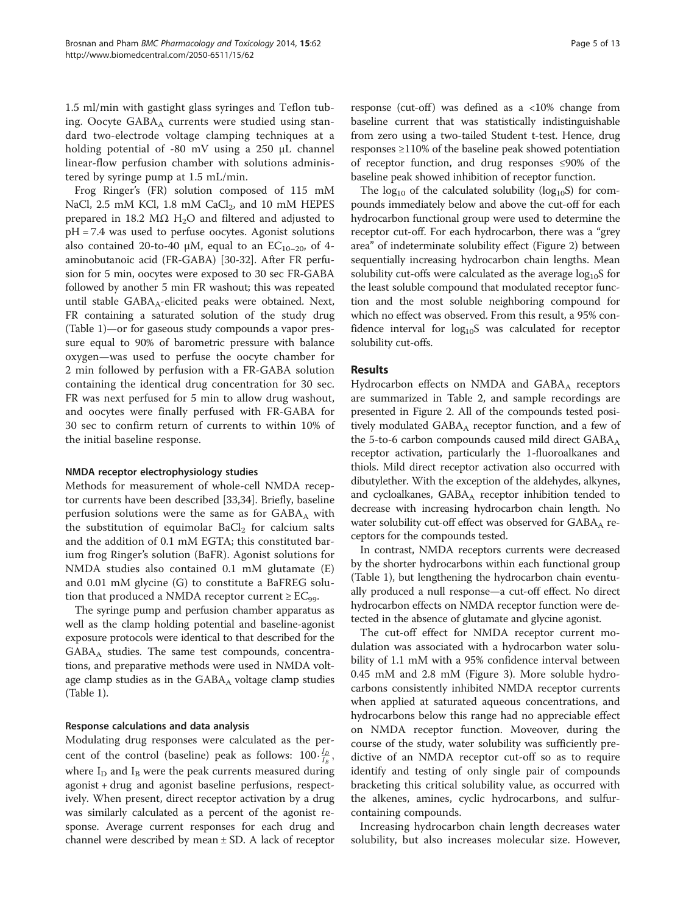1.5 ml/min with gastight glass syringes and Teflon tubing. Oocyte $GABA_A$ currents were studied using standard two-electrode voltage clamping techniques at a holding potential of -80 mV using a 250 μL channel linear-flow perfusion chamber with solutions administered by syringe pump at 1.5 mL/min.

Frog Ringer's (FR) solution composed of 115 mM NaCl, 2.5 mM KCl, 1.8 mM $CaCl_2$, and 10 mM HEPES prepared in 18.2 MΩ $H_2O$ and filtered and adjusted to pH = 7.4 was used to perfuse oocytes. Agonist solutions also contained 20-to-40 μM, equal to an $EC_{10-20}$, of 4-aminobutanoic acid (FR-GABA) [30-32]. After FR perfusion for 5 min, oocytes were exposed to 30 sec FR-GABA followed by another 5 min FR washout; this was repeated until stable $GABA_A$-elicited peaks were obtained. Next, FR containing a saturated solution of the study drug (Table 1)—or for gaseous study compounds a vapor pressure equal to 90% of barometric pressure with balance oxygen—was used to perfuse the oocyte chamber for 2 min followed by perfusion with a FR-GABA solution containing the identical drug concentration for 30 sec. FR was next perfused for 5 min to allow drug washout, and oocytes were finally perfused with FR-GABA for 30 sec to confirm return of currents to within 10% of the initial baseline response.

#### NMDA receptor electrophysiology studies

Methods for measurement of whole-cell NMDA receptor currents have been described [33,34]. Briefly, baseline perfusion solutions were the same as for $GABA_A$ with the substitution of equimolar $BaCl_2$ for calcium salts and the addition of 0.1 mM EGTA; this constituted barium frog Ringer's solution (BaFR). Agonist solutions for NMDA studies also contained 0.1 mM glutamate (E) and 0.01 mM glycine (G) to constitute a BaFREG solution that produced a NMDA receptor current ≥ $EC_{99}$.

The syringe pump and perfusion chamber apparatus as well as the clamp holding potential and baseline-agonist exposure protocols were identical to that described for the $GABA_A$ studies. The same test compounds, concentrations, and preparative methods were used in NMDA voltage clamp studies as in the $GABA_A$ voltage clamp studies (Table 1).

#### Response calculations and data analysis

Modulating drug responses were calculated as the percent of the control (baseline) peak as follows: $100 \cdot \frac{I_D}{I_B}$, where $I_D$ and $I_B$ were the peak currents measured during agonist + drug and agonist baseline perfusions, respectively. When present, direct receptor activation by a drug was similarly calculated as a percent of the agonist response. Average current responses for each drug and channel were described by mean ± SD. A lack of receptor response (cut-off) was defined as a <10% change from baseline current that was statistically indistinguishable from zero using a two-tailed Student t-test. Hence, drug responses ≥110% of the baseline peak showed potentiation of receptor function, and drug responses ≤90% of the baseline peak showed inhibition of receptor function.

The $\log_{10}$ of the calculated solubility ($\log_{10}S$) for compounds immediately below and above the cut-off for each hydrocarbon functional group were used to determine the receptor cut-off. For each hydrocarbon, there was a "grey area" of indeterminate solubility effect (Figure 2) between sequentially increasing hydrocarbon chain lengths. Mean solubility cut-offs were calculated as the average $\log_{10}S$ for the least soluble compound that modulated receptor function and the most soluble neighboring compound for which no effect was observed. From this result, a 95% confidence interval for $\log_{10}S$ was calculated for receptor solubility cut-offs.

## Results

Hydrocarbon effects on NMDA and $GABA_A$ receptors are summarized in Table 2, and sample recordings are presented in Figure 2. All of the compounds tested positively modulated $GABA_A$ receptor function, and a few of the 5-to-6 carbon compounds caused mild direct $GABA_A$ receptor activation, particularly the 1-fluoroalkanes and thiols. Mild direct receptor activation also occurred with dibutylether. With the exception of the aldehydes, alkynes, and cycloalkanes, $GABA_A$ receptor inhibition tended to decrease with increasing hydrocarbon chain length. No water solubility cut-off effect was observed for $GABA_A$ receptors for the compounds tested.

In contrast, NMDA receptors currents were decreased by the shorter hydrocarbons within each functional group (Table 1), but lengthening the hydrocarbon chain eventually produced a null response—a cut-off effect. No direct hydrocarbon effects on NMDA receptor function were detected in the absence of glutamate and glycine agonist.

The cut-off effect for NMDA receptor current modulation was associated with a hydrocarbon water solubility of 1.1 mM with a 95% confidence interval between 0.45 mM and 2.8 mM (Figure 3). More soluble hydrocarbons consistently inhibited NMDA receptor currents when applied at saturated aqueous concentrations, and hydrocarbons below this range had no appreciable effect on NMDA receptor function. Moveover, during the course of the study, water solubility was sufficiently predictive of an NMDA receptor cut-off so as to require identify and testing of only single pair of compounds bracketing this critical solubility value, as occurred with the alkenes, amines, cyclic hydrocarbons, and sulfur-containing compounds.

Increasing hydrocarbon chain length decreases water solubility, but also increases molecular size. However,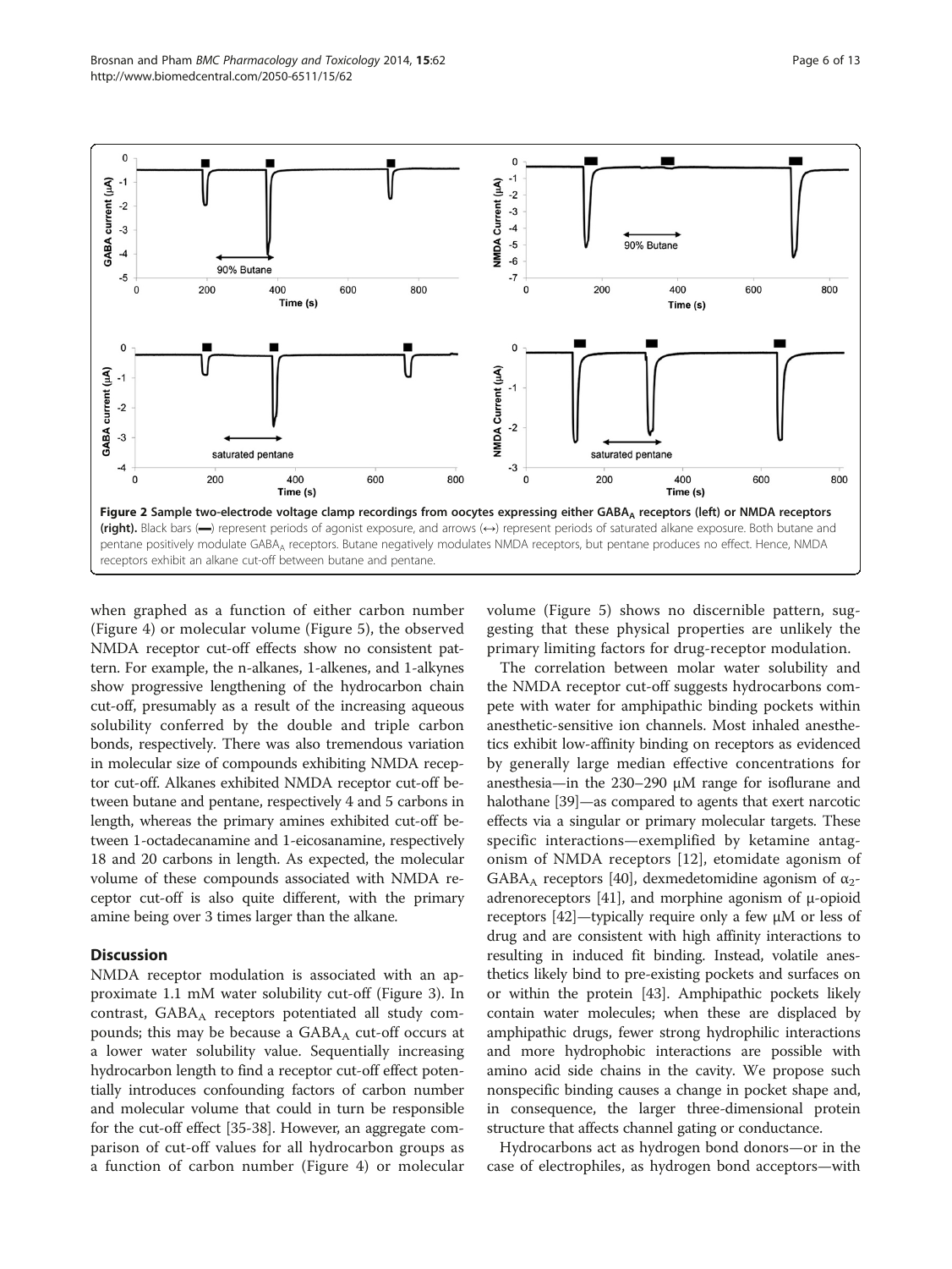**Figure 2 Sample two-electrode voltage clamp recordings from oocytes expressing either $GABA_A$ receptors (left) or NMDA receptors (right).** Black bars (▬) represent periods of agonist exposure, and arrows (↔) represent periods of saturated alkane exposure. Both butane and pentane positively modulate $GABA_A$ receptors. Butane negatively modulates NMDA receptors, but pentane produces no effect. Hence, NMDA receptors exhibit an alkane cut-off between butane and pentane.

when graphed as a function of either carbon number (Figure 4) or molecular volume (Figure 5), the observed NMDA receptor cut-off effects show no consistent pattern. For example, the n-alkanes, 1-alkenes, and 1-alkynes show progressive lengthening of the hydrocarbon chain cut-off, presumably as a result of the increasing aqueous solubility conferred by the double and triple carbon bonds, respectively. There was also tremendous variation in molecular size of compounds exhibiting NMDA receptor cut-off. Alkanes exhibited NMDA receptor cut-off between butane and pentane, respectively 4 and 5 carbons in length, whereas the primary amines exhibited cut-off between 1-octadecanamine and 1-eicosanamine, respectively 18 and 20 carbons in length. As expected, the molecular volume of these compounds associated with NMDA receptor cut-off is also quite different, with the primary amine being over 3 times larger than the alkane.

## Discussion

NMDA receptor modulation is associated with an approximate 1.1 mM water solubility cut-off (Figure 3). In contrast, $GABA_A$ receptors potentiated all study compounds; this may be because a $GABA_A$ cut-off occurs at a lower water solubility value. Sequentially increasing hydrocarbon length to find a receptor cut-off effect potentially introduces confounding factors of carbon number and molecular volume that could in turn be responsible for the cut-off effect [35-38]. However, an aggregate comparison of cut-off values for all hydrocarbon groups as a function of carbon number (Figure 4) or molecular volume (Figure 5) shows no discernible pattern, suggesting that these physical properties are unlikely the primary limiting factors for drug-receptor modulation.

The correlation between molar water solubility and the NMDA receptor cut-off suggests hydrocarbons compete with water for amphipathic binding pockets within anesthetic-sensitive ion channels. Most inhaled anesthetics exhibit low-affinity binding on receptors as evidenced by generally large median effective concentrations for anesthesia—in the 230–290 μM range for isoflurane and halothane [39]—as compared to agents that exert narcotic effects via a singular or primary molecular targets. These specific interactions—exemplified by ketamine antagonism of NMDA receptors [12], etomidate agonism of $GABA_A$ receptors [40], dexmedetomidine agonism of $\alpha_2$-adrenoreceptors [41], and morphine agonism of μ-opioid receptors [42]—typically require only a few μM or less of drug and are consistent with high affinity interactions to resulting in induced fit binding. Instead, volatile anesthetics likely bind to pre-existing pockets and surfaces on or within the protein [43]. Amphipathic pockets likely contain water molecules; when these are displaced by amphipathic drugs, fewer strong hydrophilic interactions and more hydrophobic interactions are possible with amino acid side chains in the cavity. We propose such nonspecific binding causes a change in pocket shape and, in consequence, the larger three-dimensional protein structure that affects channel gating or conductance.

Hydrocarbons act as hydrogen bond donors—or in the case of electrophiles, as hydrogen bond acceptors—with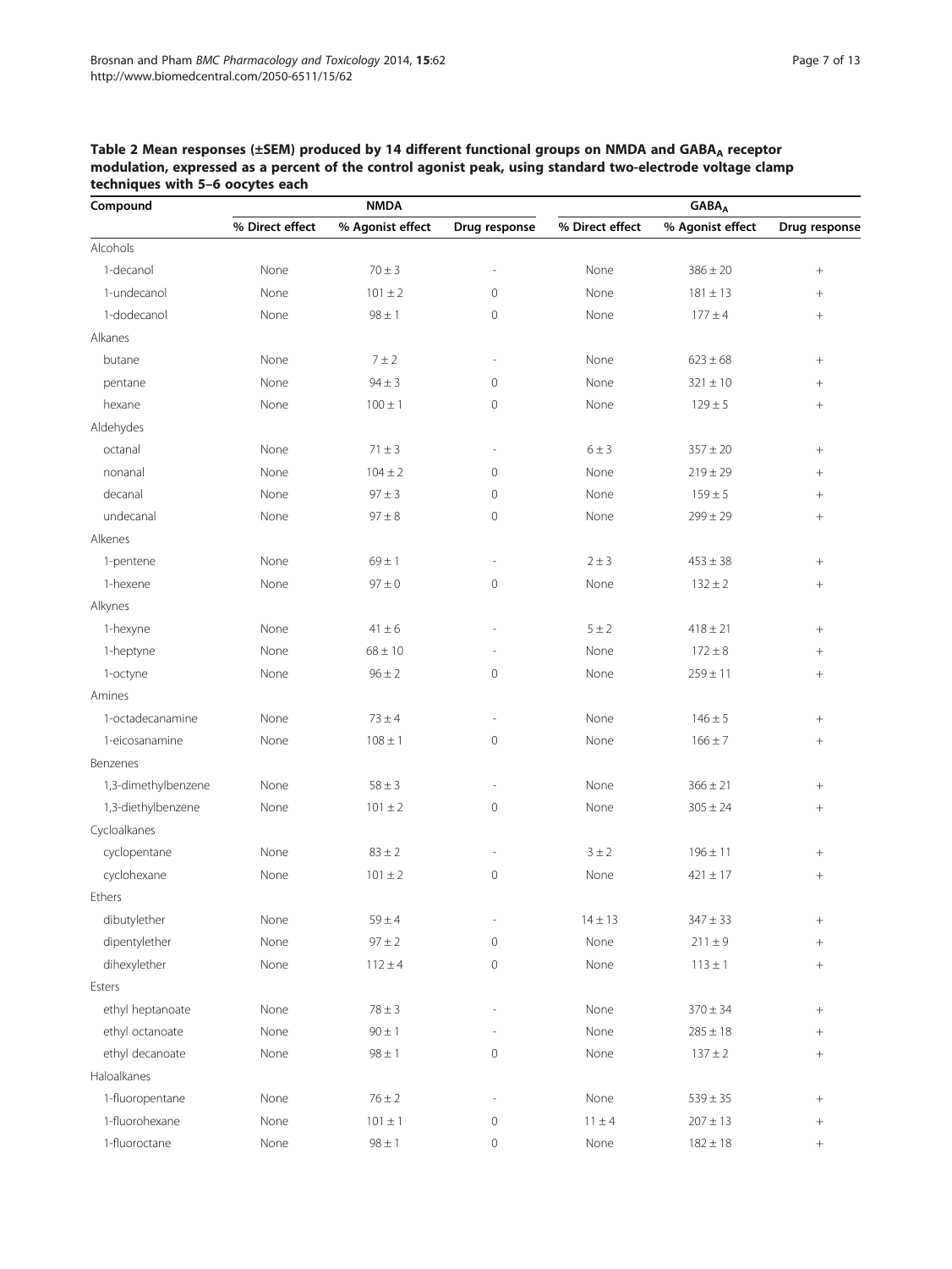**Table 2 Mean responses (±SEM) produced by 14 different functional groups on NMDA and $GABA_A$ receptor modulation, expressed as a percent of the control agonist peak, using standard two-electrode voltage clamp techniques with 5–6 oocytes each**

| Compound | NMDA | | | $GABA_A$ | | |
|---|---|---|---|---|---|---|
| | % Direct effect | % Agonist effect | Drug response | % Direct effect | % Agonist effect | Drug response |
| Alcohols | | | | | | |
| 1-decanol | None | 70 ± 3 | - | None | 386 ± 20 | + |
| 1-undecanol | None | 101 ± 2 | 0 | None | 181 ± 13 | + |
| 1-dodecanol | None | 98 ± 1 | 0 | None | 177 ± 4 | + |
| Alkanes | | | | | | |
| butane | None | 7 ± 2 | - | None | 623 ± 68 | + |
| pentane | None | 94 ± 3 | 0 | None | 321 ± 10 | + |
| hexane | None | 100 ± 1 | 0 | None | 129 ± 5 | + |
| Aldehydes | | | | | | |
| octanal | None | 71 ± 3 | - | 6 ± 3 | 357 ± 20 | + |
| nonanal | None | 104 ± 2 | 0 | None | 219 ± 29 | + |
| decanal | None | 97 ± 3 | 0 | None | 159 ± 5 | + |
| undecanal | None | 97 ± 8 | 0 | None | 299 ± 29 | + |
| Alkenes | | | | | | |
| 1-pentene | None | 69 ± 1 | - | 2 ± 3 | 453 ± 38 | + |
| 1-hexene | None | 97 ± 0 | 0 | None | 132 ± 2 | + |
| Alkynes | | | | | | |
| 1-hexyne | None | 41 ± 6 | - | 5 ± 2 | 418 ± 21 | + |
| 1-heptyne | None | 68 ± 10 | - | None | 172 ± 8 | + |
| 1-octyne | None | 96 ± 2 | 0 | None | 259 ± 11 | + |
| Amines | | | | | | |
| 1-octadecanamine | None | 73 ± 4 | - | None | 146 ± 5 | + |
| 1-eicosanamine | None | 108 ± 1 | 0 | None | 166 ± 7 | + |
| Benzenes | | | | | | |
| 1,3-dimethylbenzene | None | 58 ± 3 | - | None | 366 ± 21 | + |
| 1,3-diethylbenzene | None | 101 ± 2 | 0 | None | 305 ± 24 | + |
| Cycloalkanes | | | | | | |
| cyclopentane | None | 83 ± 2 | - | 3 ± 2 | 196 ± 11 | + |
| cyclohexane | None | 101 ± 2 | 0 | None | 421 ± 17 | + |
| Ethers | | | | | | |
| dibutylether | None | 59 ± 4 | - | 14 ± 13 | 347 ± 33 | + |
| dipentylether | None | 97 ± 2 | 0 | None | 211 ± 9 | + |
| dihexylether | None | 112 ± 4 | 0 | None | 113 ± 1 | + |
| Esters | | | | | | |
| ethyl heptanoate | None | 78 ± 3 | - | None | 370 ± 34 | + |
| ethyl octanoate | None | 90 ± 1 | - | None | 285 ± 18 | + |
| ethyl decanoate | None | 98 ± 1 | 0 | None | 137 ± 2 | + |
| Haloalkanes | | | | | | |
| 1-fluoropentane | None | 76 ± 2 | - | None | 539 ± 35 | + |
| 1-fluorohexane | None | 101 ± 1 | 0 | 11 ± 4 | 207 ± 13 | + |
| 1-fluoroctane | None | 98 ± 1 | 0 | None | 182 ± 18 | + |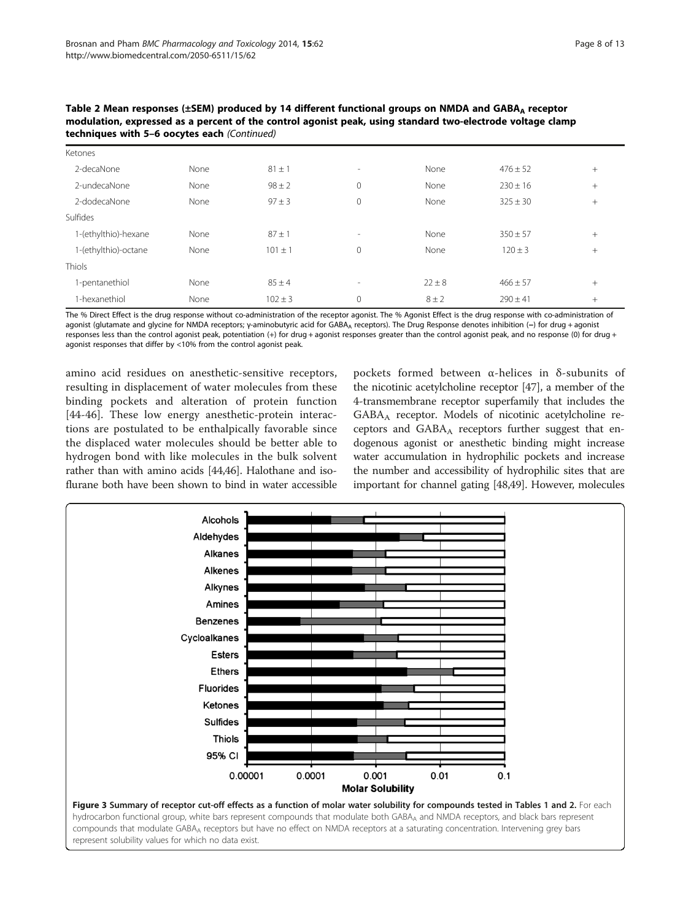**Table 2 Mean responses (±SEM) produced by 14 different functional groups on NMDA and $GABA_A$ receptor modulation, expressed as a percent of the control agonist peak, using standard two-electrode voltage clamp techniques with 5–6 oocytes each** *(Continued)*

| | | | | | | |
|---|---|---|---|---|---|---|
| Ketones | | | | | | |
| 2-decaNone | None | 81 ± 1 | - | None | 476 ± 52 | + |
| 2-undecaNone | None | 98 ± 2 | 0 | None | 230 ± 16 | + |
| 2-dodecaNone | None | 97 ± 3 | 0 | None | 325 ± 30 | + |
| Sulfides | | | | | | |
| 1-(ethylthio)-hexane | None | 87 ± 1 | - | None | 350 ± 57 | + |
| 1-(ethylthio)-octane | None | 101 ± 1 | 0 | None | 120 ± 3 | + |
| Thiols | | | | | | |
| 1-pentanethiol | None | 85 ± 4 | - | 22 ± 8 | 466 ± 57 | + |
| 1-hexanethiol | None | 102 ± 3 | 0 | 8 ± 2 | 290 ± 41 | + |

The % Direct Effect is the drug response without co-administration of the receptor agonist. The % Agonist Effect is the drug response with co-administration of agonist (glutamate and glycine for NMDA receptors; γ-aminobutyric acid for $GABA_A$ receptors). The Drug Response denotes inhibition (−) for drug + agonist responses less than the control agonist peak, potentiation (+) for drug + agonist responses greater than the control agonist peak, and no response (0) for drug + agonist responses that differ by <10% from the control agonist peak.

amino acid residues on anesthetic-sensitive receptors, resulting in displacement of water molecules from these binding pockets and alteration of protein function [44-46]. These low energy anesthetic-protein interactions are postulated to be enthalpically favorable since the displaced water molecules should be better able to hydrogen bond with like molecules in the bulk solvent rather than with amino acids [44,46]. Halothane and isoflurane both have been shown to bind in water accessible pockets formed between α-helices in δ-subunits of the nicotinic acetylcholine receptor [47], a member of the 4-transmembrane receptor superfamily that includes the $GABA_A$ receptor. Models of nicotinic acetylcholine receptors and $GABA_A$ receptors further suggest that endogenous agonist or anesthetic binding might increase water accumulation in hydrophilic pockets and increase the number and accessibility of hydrophilic sites that are important for channel gating [48,49]. However, molecules

**Figure 3** Summary of receptor cut-off effects as a function of molar water solubility for compounds tested in Tables 1 and 2. For each hydrocarbon functional group, white bars represent compounds that modulate both $GABA_A$ and NMDA receptors, and black bars represent compounds that modulate $GABA_A$ receptors but have no effect on NMDA receptors at a saturating concentration. Intervening grey bars represent solubility values for which no data exist.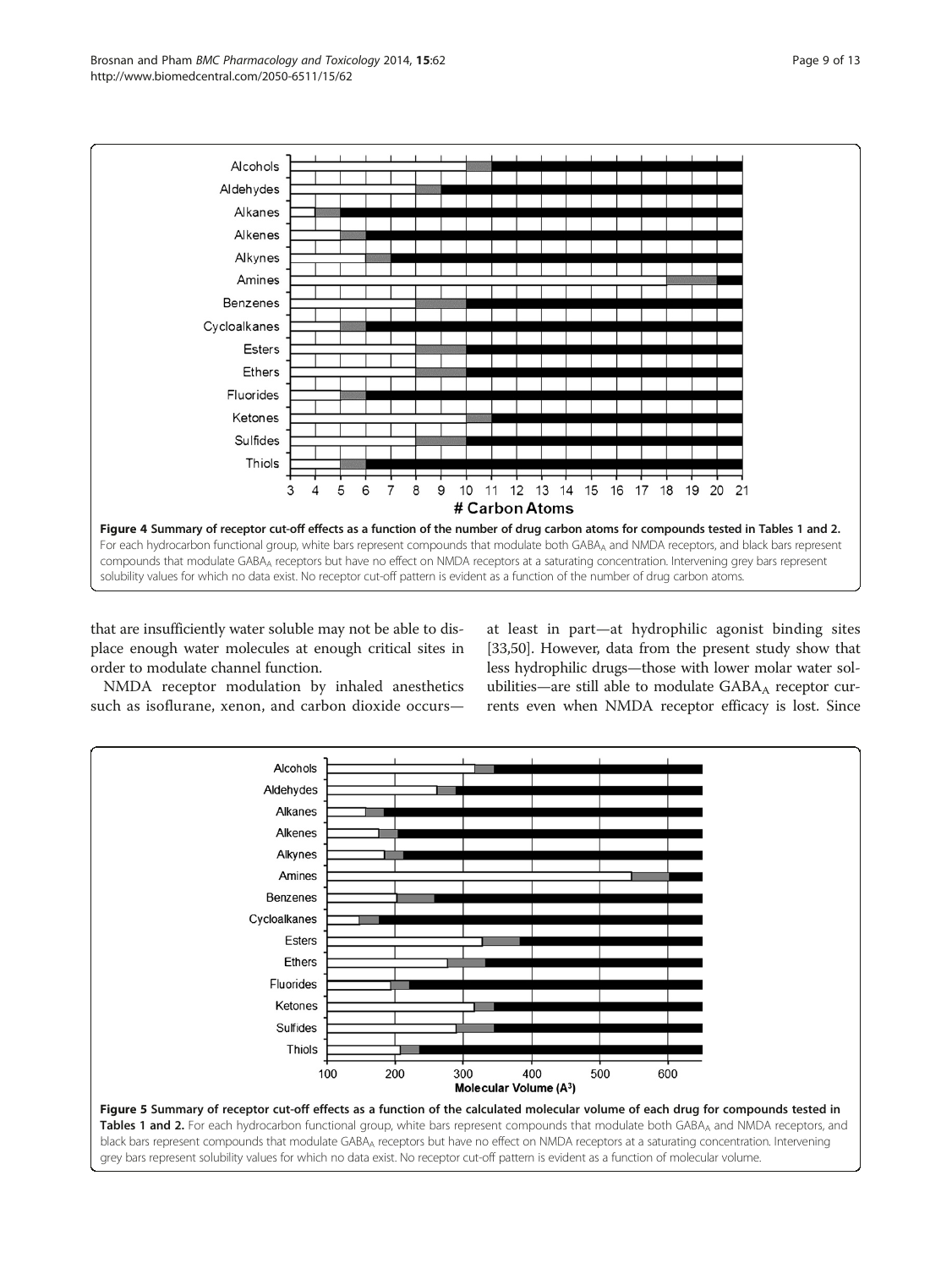Figure 4 Summary of receptor cut-off effects as a function of the number of drug carbon atoms for compounds tested in Tables 1 and 2. For each hydrocarbon functional group, white bars represent compounds that modulate both $GABA_A$ and NMDA receptors, and black bars represent compounds that modulate $GABA_A$ receptors but have no effect on NMDA receptors at a saturating concentration. Intervening grey bars represent solubility values for which no data exist. No receptor cut-off pattern is evident as a function of the number of drug carbon atoms.

that are insufficiently water soluble may not be able to displace enough water molecules at enough critical sites in order to modulate channel function.

NMDA receptor modulation by inhaled anesthetics such as isoflurane, xenon, and carbon dioxide occurs—at least in part—at hydrophilic agonist binding sites [33,50]. However, data from the present study show that less hydrophilic drugs—those with lower molar water solubilities—are still able to modulate $GABA_A$ receptor currents even when NMDA receptor efficacy is lost. Since

Figure 5 Summary of receptor cut-off effects as a function of the calculated molecular volume of each drug for compounds tested in Tables 1 and 2. For each hydrocarbon functional group, white bars represent compounds that modulate both $GABA_A$ and NMDA receptors, and black bars represent compounds that modulate $GABA_A$ receptors but have no effect on NMDA receptors at a saturating concentration. Intervening grey bars represent solubility values for which no data exist. No receptor cut-off pattern is evident as a function of molecular volume.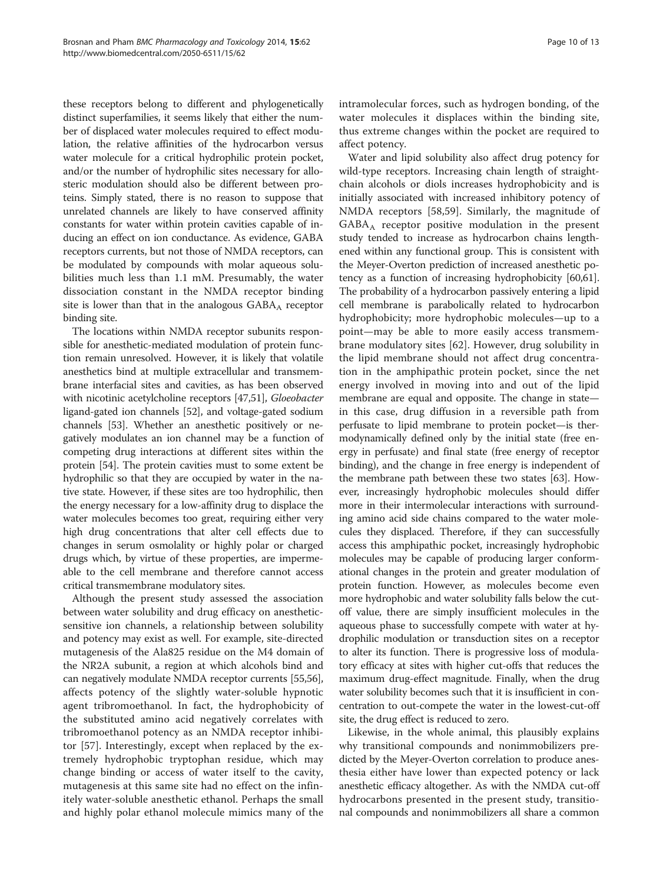these receptors belong to different and phylogenetically distinct superfamilies, it seems likely that either the number of displaced water molecules required to effect modulation, the relative affinities of the hydrocarbon versus water molecule for a critical hydrophilic protein pocket, and/or the number of hydrophilic sites necessary for allosteric modulation should also be different between proteins. Simply stated, there is no reason to suppose that unrelated channels are likely to have conserved affinity constants for water within protein cavities capable of inducing an effect on ion conductance. As evidence, GABA receptors currents, but not those of NMDA receptors, can be modulated by compounds with molar aqueous solubilities much less than 1.1 mM. Presumably, the water dissociation constant in the NMDA receptor binding site is lower than that in the analogous $GABA_A$ receptor binding site.

The locations within NMDA receptor subunits responsible for anesthetic-mediated modulation of protein function remain unresolved. However, it is likely that volatile anesthetics bind at multiple extracellular and transmembrane interfacial sites and cavities, as has been observed with nicotinic acetylcholine receptors [47,51], *Gloeobacter* ligand-gated ion channels [52], and voltage-gated sodium channels [53]. Whether an anesthetic positively or negatively modulates an ion channel may be a function of competing drug interactions at different sites within the protein [54]. The protein cavities must to some extent be hydrophilic so that they are occupied by water in the native state. However, if these sites are too hydrophilic, then the energy necessary for a low-affinity drug to displace the water molecules becomes too great, requiring either very high drug concentrations that alter cell effects due to changes in serum osmolality or highly polar or charged drugs which, by virtue of these properties, are impermeable to the cell membrane and therefore cannot access critical transmembrane modulatory sites.

Although the present study assessed the association between water solubility and drug efficacy on anesthetic-sensitive ion channels, a relationship between solubility and potency may exist as well. For example, site-directed mutagenesis of the Ala825 residue on the M4 domain of the NR2A subunit, a region at which alcohols bind and can negatively modulate NMDA receptor currents [55,56], affects potency of the slightly water-soluble hypnotic agent tribromoethanol. In fact, the hydrophobicity of the substituted amino acid negatively correlates with tribromoethanol potency as an NMDA receptor inhibitor [57]. Interestingly, except when replaced by the extremely hydrophobic tryptophan residue, which may change binding or access of water itself to the cavity, mutagenesis at this same site had no effect on the infinitely water-soluble anesthetic ethanol. Perhaps the small and highly polar ethanol molecule mimics many of the intramolecular forces, such as hydrogen bonding, of the water molecules it displaces within the binding site, thus extreme changes within the pocket are required to affect potency.

Water and lipid solubility also affect drug potency for wild-type receptors. Increasing chain length of straight-chain alcohols or diols increases hydrophobicity and is initially associated with increased inhibitory potency of NMDA receptors [58,59]. Similarly, the magnitude of $GABA_A$ receptor positive modulation in the present study tended to increase as hydrocarbon chains lengthened within any functional group. This is consistent with the Meyer-Overton prediction of increased anesthetic potency as a function of increasing hydrophobicity [60,61]. The probability of a hydrocarbon passively entering a lipid cell membrane is parabolically related to hydrocarbon hydrophobicity; more hydrophobic molecules—up to a point—may be able to more easily access transmembrane modulatory sites [62]. However, drug solubility in the lipid membrane should not affect drug concentration in the amphipathic protein pocket, since the net energy involved in moving into and out of the lipid membrane are equal and opposite. The change in state—in this case, drug diffusion in a reversible path from perfusate to lipid membrane to protein pocket—is thermodynamically defined only by the initial state (free energy in perfusate) and final state (free energy of receptor binding), and the change in free energy is independent of the membrane path between these two states [63]. However, increasingly hydrophobic molecules should differ more in their intermolecular interactions with surrounding amino acid side chains compared to the water molecules they displaced. Therefore, if they can successfully access this amphipathic pocket, increasingly hydrophobic molecules may be capable of producing larger conformational changes in the protein and greater modulation of protein function. However, as molecules become even more hydrophobic and water solubility falls below the cut-off value, there are simply insufficient molecules in the aqueous phase to successfully compete with water at hydrophilic modulation or transduction sites on a receptor to alter its function. There is progressive loss of modulatory efficacy at sites with higher cut-offs that reduces the maximum drug-effect magnitude. Finally, when the drug water solubility becomes such that it is insufficient in concentration to out-compete the water in the lowest-cut-off site, the drug effect is reduced to zero.

Likewise, in the whole animal, this plausibly explains why transitional compounds and nonimmobilizers predicted by the Meyer-Overton correlation to produce anesthesia either have lower than expected potency or lack anesthetic efficacy altogether. As with the NMDA cut-off hydrocarbons presented in the present study, transitional compounds and nonimmobilizers all share a common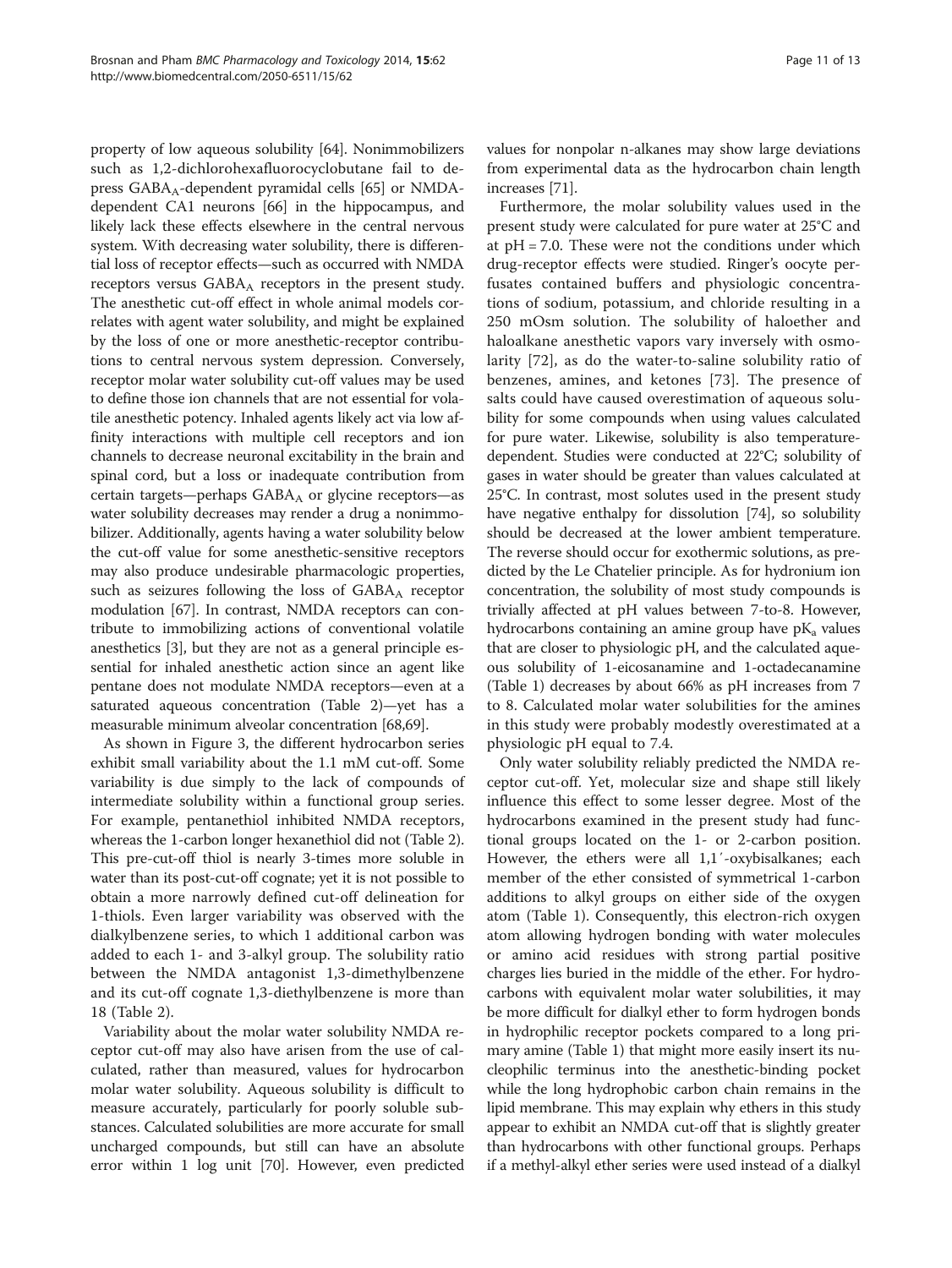property of low aqueous solubility [64]. Nonimmobilizers such as 1,2-dichlorohexafluorocyclobutane fail to depress $GABA_A$-dependent pyramidal cells [65] or NMDA-dependent CA1 neurons [66] in the hippocampus, and likely lack these effects elsewhere in the central nervous system. With decreasing water solubility, there is differential loss of receptor effects—such as occurred with NMDA receptors versus $GABA_A$ receptors in the present study. The anesthetic cut-off effect in whole animal models correlates with agent water solubility, and might be explained by the loss of one or more anesthetic-receptor contributions to central nervous system depression. Conversely, receptor molar water solubility cut-off values may be used to define those ion channels that are not essential for volatile anesthetic potency. Inhaled agents likely act via low affinity interactions with multiple cell receptors and ion channels to decrease neuronal excitability in the brain and spinal cord, but a loss or inadequate contribution from certain targets—perhaps $GABA_A$ or glycine receptors—as water solubility decreases may render a drug a nonimmobilizer. Additionally, agents having a water solubility below the cut-off value for some anesthetic-sensitive receptors may also produce undesirable pharmacologic properties, such as seizures following the loss of $GABA_A$ receptor modulation [67]. In contrast, NMDA receptors can contribute to immobilizing actions of conventional volatile anesthetics [3], but they are not as a general principle essential for inhaled anesthetic action since an agent like pentane does not modulate NMDA receptors—even at a saturated aqueous concentration (Table 2)—yet has a measurable minimum alveolar concentration [68,69].

As shown in Figure 3, the different hydrocarbon series exhibit small variability about the 1.1 mM cut-off. Some variability is due simply to the lack of compounds of intermediate solubility within a functional group series. For example, pentanethiol inhibited NMDA receptors, whereas the 1-carbon longer hexanethiol did not (Table 2). This pre-cut-off thiol is nearly 3-times more soluble in water than its post-cut-off cognate; yet it is not possible to obtain a more narrowly defined cut-off delineation for 1-thiols. Even larger variability was observed with the dialkylbenzene series, to which 1 additional carbon was added to each 1- and 3-alkyl group. The solubility ratio between the NMDA antagonist 1,3-dimethylbenzene and its cut-off cognate 1,3-diethylbenzene is more than 18 (Table 2).

Variability about the molar water solubility NMDA receptor cut-off may also have arisen from the use of calculated, rather than measured, values for hydrocarbon molar water solubility. Aqueous solubility is difficult to measure accurately, particularly for poorly soluble substances. Calculated solubilities are more accurate for small uncharged compounds, but still can have an absolute error within 1 log unit [70]. However, even predicted values for nonpolar n-alkanes may show large deviations from experimental data as the hydrocarbon chain length increases [71].

Furthermore, the molar solubility values used in the present study were calculated for pure water at 25°C and at pH = 7.0. These were not the conditions under which drug-receptor effects were studied. Ringer's oocyte perfusates contained buffers and physiologic concentrations of sodium, potassium, and chloride resulting in a 250 mOsm solution. The solubility of haloether and haloalkane anesthetic vapors vary inversely with osmolarity [72], as do the water-to-saline solubility ratio of benzenes, amines, and ketones [73]. The presence of salts could have caused overestimation of aqueous solubility for some compounds when using values calculated for pure water. Likewise, solubility is also temperature-dependent. Studies were conducted at 22°C; solubility of gases in water should be greater than values calculated at 25°C. In contrast, most solutes used in the present study have negative enthalpy for dissolution [74], so solubility should be decreased at the lower ambient temperature. The reverse should occur for exothermic solutions, as predicted by the Le Chatelier principle. As for hydronium ion concentration, the solubility of most study compounds is trivially affected at pH values between 7-to-8. However, hydrocarbons containing an amine group have $pK_a$ values that are closer to physiologic pH, and the calculated aqueous solubility of 1-eicosanamine and 1-octadecanamine (Table 1) decreases by about 66% as pH increases from 7 to 8. Calculated molar water solubilities for the amines in this study were probably modestly overestimated at a physiologic pH equal to 7.4.

Only water solubility reliably predicted the NMDA receptor cut-off. Yet, molecular size and shape still likely influence this effect to some lesser degree. Most of the hydrocarbons examined in the present study had functional groups located on the 1- or 2-carbon position. However, the ethers were all 1,1′-oxybisalkanes; each member of the ether consisted of symmetrical 1-carbon additions to alkyl groups on either side of the oxygen atom (Table 1). Consequently, this electron-rich oxygen atom allowing hydrogen bonding with water molecules or amino acid residues with strong partial positive charges lies buried in the middle of the ether. For hydrocarbons with equivalent molar water solubilities, it may be more difficult for dialkyl ether to form hydrogen bonds in hydrophilic receptor pockets compared to a long primary amine (Table 1) that might more easily insert its nucleophilic terminus into the anesthetic-binding pocket while the long hydrophobic carbon chain remains in the lipid membrane. This may explain why ethers in this study appear to exhibit an NMDA cut-off that is slightly greater than hydrocarbons with other functional groups. Perhaps if a methyl-alkyl ether series were used instead of a dialkyl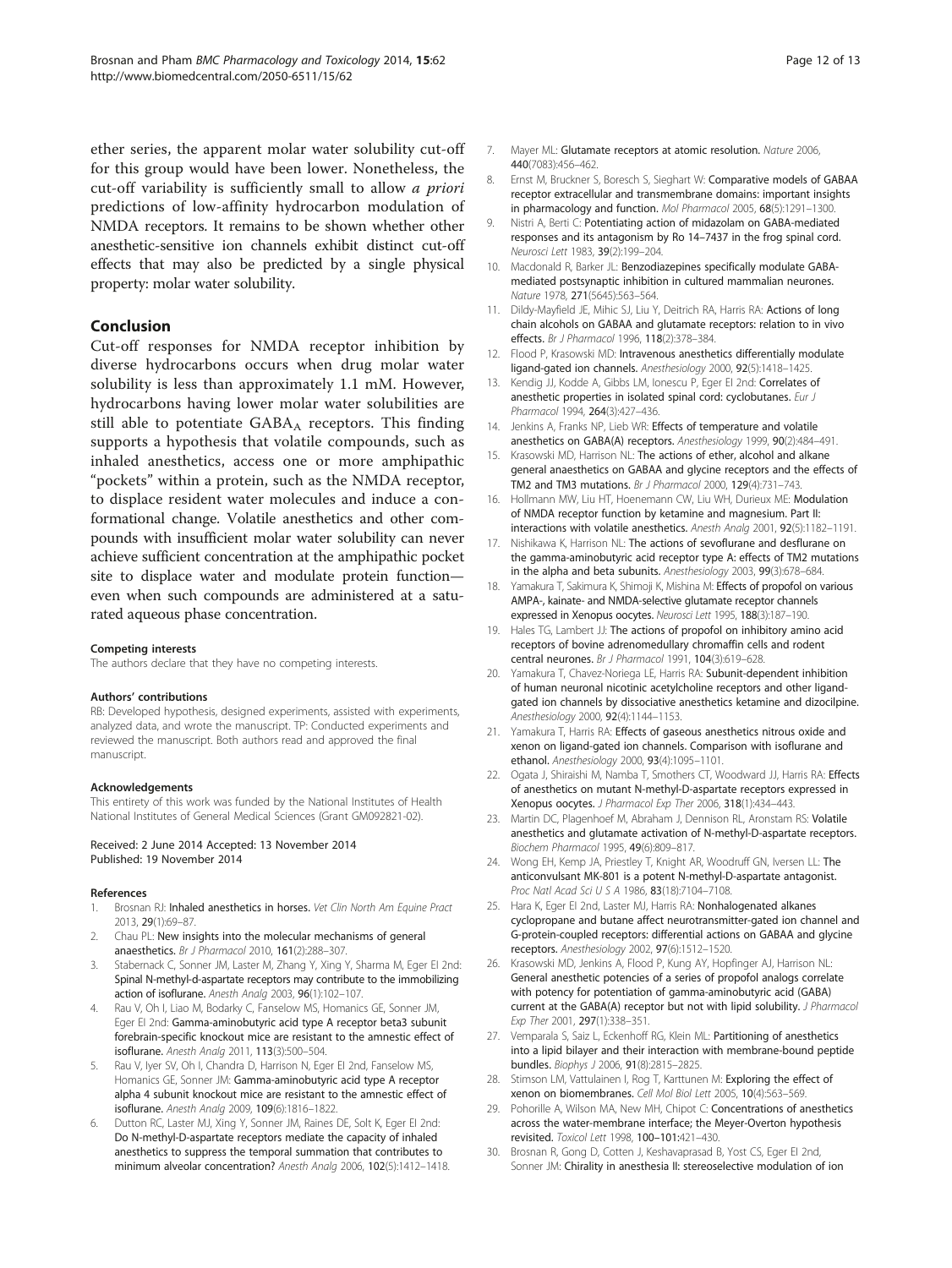ether series, the apparent molar water solubility cut-off for this group would have been lower. Nonetheless, the cut-off variability is sufficiently small to allow *a priori* predictions of low-affinity hydrocarbon modulation of NMDA receptors. It remains to be shown whether other anesthetic-sensitive ion channels exhibit distinct cut-off effects that may also be predicted by a single physical property: molar water solubility.

## Conclusion

Cut-off responses for NMDA receptor inhibition by diverse hydrocarbons occurs when drug molar water solubility is less than approximately 1.1 mM. However, hydrocarbons having lower molar water solubilities are still able to potentiate $GABA_A$ receptors. This finding supports a hypothesis that volatile compounds, such as inhaled anesthetics, access one or more amphipathic "pockets" within a protein, such as the NMDA receptor, to displace resident water molecules and induce a conformational change. Volatile anesthetics and other compounds with insufficient molar water solubility can never achieve sufficient concentration at the amphipathic pocket site to displace water and modulate protein function—even when such compounds are administered at a saturated aqueous phase concentration.

#### Competing interests

The authors declare that they have no competing interests.

#### Authors' contributions

RB: Developed hypothesis, designed experiments, assisted with experiments, analyzed data, and wrote the manuscript. TP: Conducted experiments and reviewed the manuscript. Both authors read and approved the final manuscript.

#### Acknowledgements

This entirety of this work was funded by the National Institutes of Health National Institutes of General Medical Sciences (Grant GM092821-02).

Received: 2 June 2014 Accepted: 13 November 2014
Published: 19 November 2014

#### References

1. Brosnan RJ: **Inhaled anesthetics in horses.** *Vet Clin North Am Equine Pract* 2013, **29**(1):69–87.
2. Chau PL: **New insights into the molecular mechanisms of general anaesthetics.** *Br J Pharmacol* 2010, **161**(2):288–307.
3. Stabernack C, Sonner JM, Laster M, Zhang Y, Xing Y, Sharma M, Eger EI 2nd: **Spinal N-methyl-d-aspartate receptors may contribute to the immobilizing action of isoflurane.** *Anesth Analg* 2003, **96**(1):102–107.
4. Rau V, Oh I, Liao M, Bodarky C, Fanselow MS, Homanics GE, Sonner JM, Eger EI 2nd: **Gamma-aminobutyric acid type A receptor beta3 subunit forebrain-specific knockout mice are resistant to the amnestic effect of isoflurane.** *Anesth Analg* 2011, **113**(3):500–504.
5. Rau V, Iyer SV, Oh I, Chandra D, Harrison N, Eger EI 2nd, Fanselow MS, Homanics GE, Sonner JM: **Gamma-aminobutyric acid type A receptor alpha 4 subunit knockout mice are resistant to the amnestic effect of isoflurane.** *Anesth Analg* 2009, **109**(6):1816–1822.
6. Dutton RC, Laster MJ, Xing Y, Sonner JM, Raines DE, Solt K, Eger EI 2nd: **Do N-methyl-D-aspartate receptors mediate the capacity of inhaled anesthetics to suppress the temporal summation that contributes to minimum alveolar concentration?** *Anesth Analg* 2006, **102**(5):1412–1418.
7. Mayer ML: **Glutamate receptors at atomic resolution.** *Nature* 2006, **440**(7083):456–462.
8. Ernst M, Bruckner S, Boresch S, Sieghart W: **Comparative models of GABAA receptor extracellular and transmembrane domains: important insights in pharmacology and function.** *Mol Pharmacol* 2005, **68**(5):1291–1300.
9. Nistri A, Berti C: **Potentiating action of midazolam on GABA-mediated responses and its antagonism by Ro 14–7437 in the frog spinal cord.** *Neurosci Lett* 1983, **39**(2):199–204.
10. Macdonald R, Barker JL: **Benzodiazepines specifically modulate GABA-mediated postsynaptic inhibition in cultured mammalian neurones.** *Nature* 1978, **271**(5645):563–564.
11. Dildy-Mayfield JE, Mihic SJ, Liu Y, Deitrich RA, Harris RA: **Actions of long chain alcohols on GABAA and glutamate receptors: relation to in vivo effects.** *Br J Pharmacol* 1996, **118**(2):378–384.
12. Flood P, Krasowski MD: **Intravenous anesthetics differentially modulate ligand-gated ion channels.** *Anesthesiology* 2000, **92**(5):1418–1425.
13. Kendig JJ, Kodde A, Gibbs LM, Ionescu P, Eger EI 2nd: **Correlates of anesthetic properties in isolated spinal cord: cyclobutanes.** *Eur J Pharmacol* 1994, **264**(3):427–436.
14. Jenkins A, Franks NP, Lieb WR: **Effects of temperature and volatile anesthetics on GABA(A) receptors.** *Anesthesiology* 1999, **90**(2):484–491.
15. Krasowski MD, Harrison NL: **The actions of ether, alcohol and alkane general anaesthetics on GABAA and glycine receptors and the effects of TM2 and TM3 mutations.** *Br J Pharmacol* 2000, **129**(4):731–743.
16. Hollmann MW, Liu HT, Hoenemann CW, Liu WH, Durieux ME: **Modulation of NMDA receptor function by ketamine and magnesium. Part II: interactions with volatile anesthetics.** *Anesth Analg* 2001, **92**(5):1182–1191.
17. Nishikawa K, Harrison NL: **The actions of sevoflurane and desflurane on the gamma-aminobutyric acid receptor type A: effects of TM2 mutations in the alpha and beta subunits.** *Anesthesiology* 2003, **99**(3):678–684.
18. Yamakura T, Sakimura K, Shimoji K, Mishina M: **Effects of propofol on various AMPA-, kainate- and NMDA-selective glutamate receptor channels expressed in Xenopus oocytes.** *Neurosci Lett* 1995, **188**(3):187–190.
19. Hales TG, Lambert JJ: **The actions of propofol on inhibitory amino acid receptors of bovine adrenomedullary chromaffin cells and rodent central neurones.** *Br J Pharmacol* 1991, **104**(3):619–628.
20. Yamakura T, Chavez-Noriega LE, Harris RA: **Subunit-dependent inhibition of human neuronal nicotinic acetylcholine receptors and other ligand-gated ion channels by dissociative anesthetics ketamine and dizocilpine.** *Anesthesiology* 2000, **92**(4):1144–1153.
21. Yamakura T, Harris RA: **Effects of gaseous anesthetics nitrous oxide and xenon on ligand-gated ion channels. Comparison with isoflurane and ethanol.** *Anesthesiology* 2000, **93**(4):1095–1101.
22. Ogata J, Shiraishi M, Namba T, Smothers CT, Woodward JJ, Harris RA: **Effects of anesthetics on mutant N-methyl-D-aspartate receptors expressed in Xenopus oocytes.** *J Pharmacol Exp Ther* 2006, **318**(1):434–443.
23. Martin DC, Plagenhoef M, Abraham J, Dennison RL, Aronstam RS: **Volatile anesthetics and glutamate activation of N-methyl-D-aspartate receptors.** *Biochem Pharmacol* 1995, **49**(6):809–817.
24. Wong EH, Kemp JA, Priestley T, Knight AR, Woodruff GN, Iversen LL: **The anticonvulsant MK-801 is a potent N-methyl-D-aspartate antagonist.** *Proc Natl Acad Sci U S A* 1986, **83**(18):7104–7108.
25. Hara K, Eger EI 2nd, Laster MJ, Harris RA: **Nonhalogenated alkanes cyclopropane and butane affect neurotransmitter-gated ion channel and G-protein-coupled receptors: differential actions on GABAA and glycine receptors.** *Anesthesiology* 2002, **97**(6):1512–1520.
26. Krasowski MD, Jenkins A, Flood P, Kung AY, Hopfinger AJ, Harrison NL: **General anesthetic potencies of a series of propofol analogs correlate with potency for potentiation of gamma-aminobutyric acid (GABA) current at the GABA(A) receptor but not with lipid solubility.** *J Pharmacol Exp Ther* 2001, **297**(1):338–351.
27. Vemparala S, Saiz L, Eckenhoff RG, Klein ML: **Partitioning of anesthetics into a lipid bilayer and their interaction with membrane-bound peptide bundles.** *Biophys J* 2006, **91**(8):2815–2825.
28. Stimson LM, Vattulainen I, Rog T, Karttunen M: **Exploring the effect of xenon on biomembranes.** *Cell Mol Biol Lett* 2005, **10**(4):563–569.
29. Pohorille A, Wilson MA, New MH, Chipot C: **Concentrations of anesthetics across the water-membrane interface; the Meyer-Overton hypothesis revisited.** *Toxicol Lett* 1998, **100–101**:421–430.
30. Brosnan R, Gong D, Cotten J, Keshavaprasad B, Yost CS, Eger EI 2nd, Sonner JM: **Chirality in anesthesia II: stereoselective modulation of ion**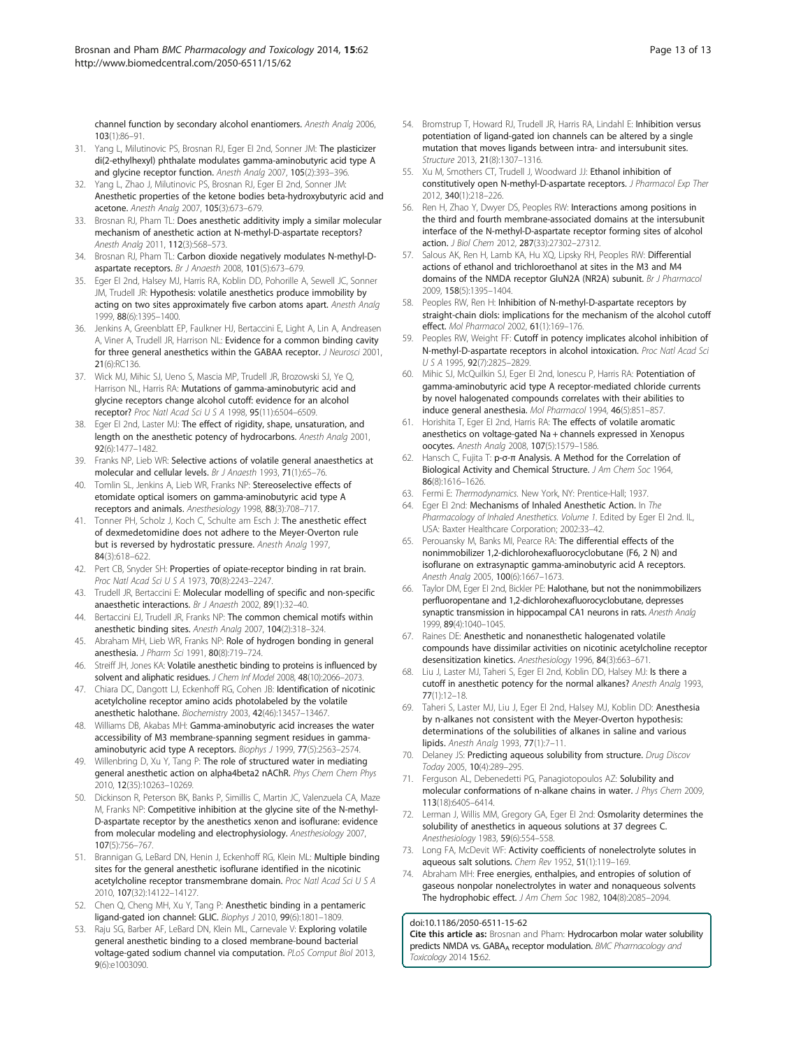channel function by secondary alcohol enantiomers. *Anesth Analg* 2006, **103**(1):86–91.

31. Yang L, Milutinovic PS, Brosnan RJ, Eger EI 2nd, Sonner JM: **The plasticizer di(2-ethylhexyl) phthalate modulates gamma-aminobutyric acid type A and glycine receptor function.** *Anesth Analg* 2007, **105**(2):393–396.
32. Yang L, Zhao J, Milutinovic PS, Brosnan RJ, Eger EI 2nd, Sonner JM: **Anesthetic properties of the ketone bodies beta-hydroxybutyric acid and acetone.** *Anesth Analg* 2007, **105**(3):673–679.
33. Brosnan RJ, Pham TL: **Does anesthetic additivity imply a similar molecular mechanism of anesthetic action at N-methyl-D-aspartate receptors?** *Anesth Analg* 2011, **112**(3):568–573.
34. Brosnan RJ, Pham TL: **Carbon dioxide negatively modulates N-methyl-D-aspartate receptors.** *Br J Anaesth* 2008, **101**(5):673–679.
35. Eger EI 2nd, Halsey MJ, Harris RA, Koblin DD, Pohorille A, Sewell JC, Sonner JM, Trudell JR: **Hypothesis: volatile anesthetics produce immobility by acting on two sites approximately five carbon atoms apart.** *Anesth Analg* 1999, **88**(6):1395–1400.
36. Jenkins A, Greenblatt EP, Faulkner HJ, Bertaccini E, Light A, Lin A, Andreasen A, Viner A, Trudell JR, Harrison NL: **Evidence for a common binding cavity for three general anesthetics within the GABAA receptor.** *J Neurosci* 2001, **21**(6):RC136.
37. Wick MJ, Mihic SJ, Ueno S, Mascia MP, Trudell JR, Brozowski SJ, Ye Q, Harrison NL, Harris RA: **Mutations of gamma-aminobutyric acid and glycine receptors change alcohol cutoff: evidence for an alcohol receptor?** *Proc Natl Acad Sci U S A* 1998, **95**(11):6504–6509.
38. Eger EI 2nd, Laster MJ: **The effect of rigidity, shape, unsaturation, and length on the anesthetic potency of hydrocarbons.** *Anesth Analg* 2001, **92**(6):1477–1482.
39. Franks NP, Lieb WR: **Selective actions of volatile general anaesthetics at molecular and cellular levels.** *Br J Anaesth* 1993, **71**(1):65–76.
40. Tomlin SL, Jenkins A, Lieb WR, Franks NP: **Stereoselective effects of etomidate optical isomers on gamma-aminobutyric acid type A receptors and animals.** *Anesthesiology* 1998, **88**(3):708–717.
41. Tonner PH, Scholz J, Koch C, Schulte am Esch J: **The anesthetic effect of dexmedetomidine does not adhere to the Meyer-Overton rule but is reversed by hydrostatic pressure.** *Anesth Analg* 1997, **84**(3):618–622.
42. Pert CB, Snyder SH: **Properties of opiate-receptor binding in rat brain.** *Proc Natl Acad Sci U S A* 1973, **70**(8):2243–2247.
43. Trudell JR, Bertaccini E: **Molecular modelling of specific and non-specific anaesthetic interactions.** *Br J Anaesth* 2002, **89**(1):32–40.
44. Bertaccini EJ, Trudell JR, Franks NP: **The common chemical motifs within anesthetic binding sites.** *Anesth Analg* 2007, **104**(2):318–324.
45. Abraham MH, Lieb WR, Franks NP: **Role of hydrogen bonding in general anesthesia.** *J Pharm Sci* 1991, **80**(8):719–724.
46. Streiff JH, Jones KA: **Volatile anesthetic binding to proteins is influenced by solvent and aliphatic residues.** *J Chem Inf Model* 2008, **48**(10):2066–2073.
47. Chiara DC, Dangott LJ, Eckenhoff RG, Cohen JB: **Identification of nicotinic acetylcholine receptor amino acids photolabeled by the volatile anesthetic halothane.** *Biochemistry* 2003, **42**(46):13457–13467.
48. Williams DB, Akabas MH: **Gamma-aminobutyric acid increases the water accessibility of M3 membrane-spanning segment residues in gamma-aminobutyric acid type A receptors.** *Biophys J* 1999, **77**(5):2563–2574.
49. Willenbring D, Xu Y, Tang P: **The role of structured water in mediating general anesthetic action on alpha4beta2 nAChR.** *Phys Chem Chem Phys* 2010, **12**(35):10263–10269.
50. Dickinson R, Peterson BK, Banks P, Simillis C, Martin JC, Valenzuela CA, Maze M, Franks NP: **Competitive inhibition at the glycine site of the N-methyl-D-aspartate receptor by the anesthetics xenon and isoflurane: evidence from molecular modeling and electrophysiology.** *Anesthesiology* 2007, **107**(5):756–767.
51. Brannigan G, LeBard DN, Henin J, Eckenhoff RG, Klein ML: **Multiple binding sites for the general anesthetic isoflurane identified in the nicotinic acetylcholine receptor transmembrane domain.** *Proc Natl Acad Sci U S A* 2010, **107**(32):14122–14127.
52. Chen Q, Cheng MH, Xu Y, Tang P: **Anesthetic binding in a pentameric ligand-gated ion channel: GLIC.** *Biophys J* 2010, **99**(6):1801–1809.
53. Raju SG, Barber AF, LeBard DN, Klein ML, Carnevale V: **Exploring volatile general anesthetic binding to a closed membrane-bound bacterial voltage-gated sodium channel via computation.** *PLoS Comput Biol* 2013, **9**(6):e1003090.
54. Bromstrup T, Howard RJ, Trudell JR, Harris RA, Lindahl E: **Inhibition versus potentiation of ligand-gated ion channels can be altered by a single mutation that moves ligands between intra- and intersubunit sites.** *Structure* 2013, **21**(8):1307–1316.
55. Xu M, Smothers CT, Trudell J, Woodward JJ: **Ethanol inhibition of constitutively open N-methyl-D-aspartate receptors.** *J Pharmacol Exp Ther* 2012, **340**(1):218–226.
56. Ren H, Zhao Y, Dwyer DS, Peoples RW: **Interactions among positions in the third and fourth membrane-associated domains at the intersubunit interface of the N-methyl-D-aspartate receptor forming sites of alcohol action.** *J Biol Chem* 2012, **287**(33):27302–27312.
57. Salous AK, Ren H, Lamb KA, Hu XQ, Lipsky RH, Peoples RW: **Differential actions of ethanol and trichloroethanol at sites in the M3 and M4 domains of the NMDA receptor GluN2A (NR2A) subunit.** *Br J Pharmacol* 2009, **158**(5):1395–1404.
58. Peoples RW, Ren H: **Inhibition of N-methyl-D-aspartate receptors by straight-chain diols: implications for the mechanism of the alcohol cutoff effect.** *Mol Pharmacol* 2002, **61**(1):169–176.
59. Peoples RW, Weight FF: **Cutoff in potency implicates alcohol inhibition of N-methyl-D-aspartate receptors in alcohol intoxication.** *Proc Natl Acad Sci U S A* 1995, **92**(7):2825–2829.
60. Mihic SJ, McQuilkin SJ, Eger EI 2nd, Ionescu P, Harris RA: **Potentiation of gamma-aminobutyric acid type A receptor-mediated chloride currents by novel halogenated compounds correlates with their abilities to induce general anesthesia.** *Mol Pharmacol* 1994, **46**(5):851–857.
61. Horishita T, Eger EI 2nd, Harris RA: **The effects of volatile aromatic anesthetics on voltage-gated Na + channels expressed in Xenopus oocytes.** *Anesth Analg* 2008, **107**(5):1579–1586.
62. Hansch C, Fujita T: **ρ-σ-π Analysis. A Method for the Correlation of Biological Activity and Chemical Structure.** *J Am Chem Soc* 1964, **86**(8):1616–1626.
63. Fermi E: *Thermodynamics*. New York, NY: Prentice-Hall; 1937.
64. Eger EI 2nd: **Mechanisms of Inhaled Anesthetic Action.** In *The Pharmacology of Inhaled Anesthetics. Volume 1*. Edited by Eger EI 2nd. IL, USA: Baxter Healthcare Corporation; 2002:33–42.
65. Perouansky M, Banks MI, Pearce RA: **The differential effects of the nonimmobilizer 1,2-dichlorohexafluorocyclobutane (F6, 2 N) and isoflurane on extrasynaptic gamma-aminobutyric acid A receptors.** *Anesth Analg* 2005, **100**(6):1667–1673.
66. Taylor DM, Eger EI 2nd, Bickler PE: **Halothane, but not the nonimmobilizers perfluoropentane and 1,2-dichlorohexafluorocyclobutane, depresses synaptic transmission in hippocampal CA1 neurons in rats.** *Anesth Analg* 1999, **89**(4):1040–1045.
67. Raines DE: **Anesthetic and nonanesthetic halogenated volatile compounds have dissimilar activities on nicotinic acetylcholine receptor desensitization kinetics.** *Anesthesiology* 1996, **84**(3):663–671.
68. Liu J, Laster MJ, Taheri S, Eger EI 2nd, Koblin DD, Halsey MJ: **Is there a cutoff in anesthetic potency for the normal alkanes?** *Anesth Analg* 1993, **77**(1):12–18.
69. Taheri S, Laster MJ, Liu J, Eger EI 2nd, Halsey MJ, Koblin DD: **Anesthesia by n-alkanes not consistent with the Meyer-Overton hypothesis: determinations of the solubilities of alkanes in saline and various lipids.** *Anesth Analg* 1993, **77**(1):7–11.
70. Delaney JS: **Predicting aqueous solubility from structure.** *Drug Discov Today* 2005, **10**(4):289–295.
71. Ferguson AL, Debenedetti PG, Panagiotopoulos AZ: **Solubility and molecular conformations of n-alkane chains in water.** *J Phys Chem* 2009, **113**(18):6405–6414.
72. Lerman J, Willis MM, Gregory GA, Eger EI 2nd: **Osmolarity determines the solubility of anesthetics in aqueous solutions at 37 degrees C.** *Anesthesiology* 1983, **59**(6):554–558.
73. Long FA, McDevit WF: **Activity coefficients of nonelectrolyte solutes in aqueous salt solutions.** *Chem Rev* 1952, **51**(1):119–169.
74. Abraham MH: **Free energies, enthalpies, and entropies of solution of gaseous nonpolar nonelectrolytes in water and nonaqueous solvents The hydrophobic effect.** *J Am Chem Soc* 1982, **104**(8):2085–2094.

doi:10.1186/2050-6511-15-62

**Cite this article as:** Brosnan and Pham: **Hydrocarbon molar water solubility predicts NMDA vs. $GABA_A$ receptor modulation.** *BMC Pharmacology and Toxicology* 2014 **15**:62.